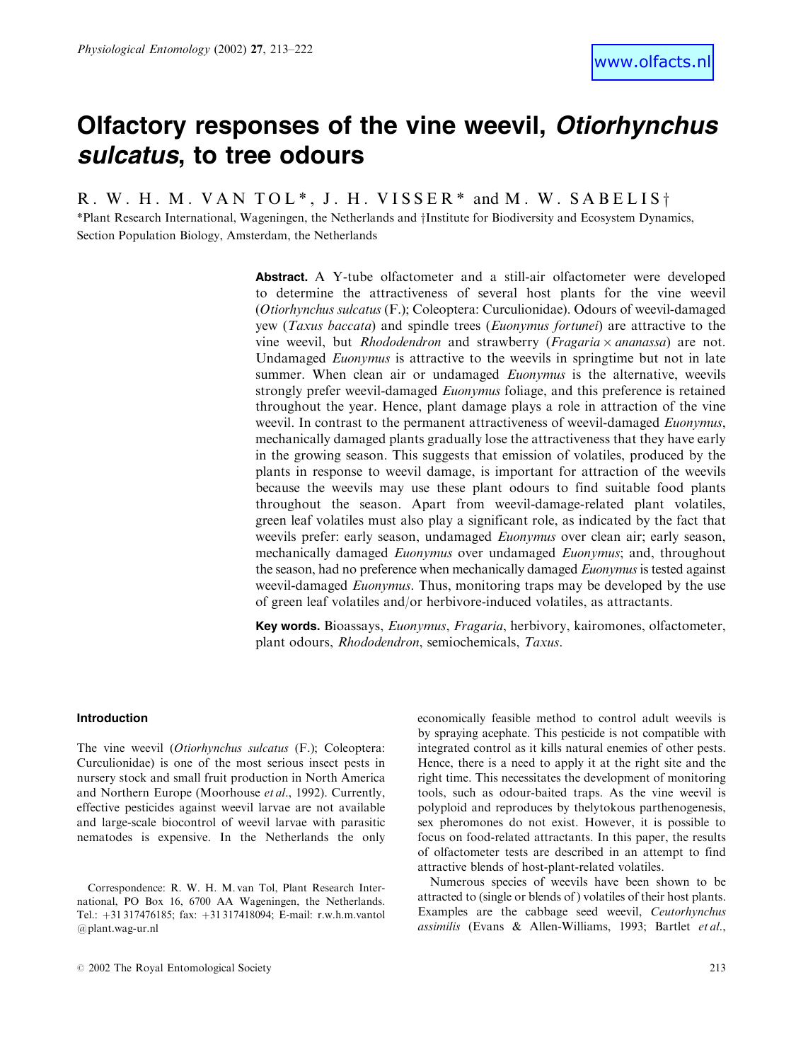# Olfactory responses of the vine weevil, *Otiorhynchus sulcatus*, to tree odours

R. W. H. M. VAN TOL*, J. H. VISSER* and M. W. SABELIS†

*Plant Research International, Wageningen, the Netherlands and †Institute for Biodiversity and Ecosystem Dynamics, Section Population Biology, Amsterdam, the Netherlands

**Abstract.** A Y-tube olfactometer and a still-air olfactometer were developed to determine the attractiveness of several host plants for the vine weevil (*Otiorhynchus sulcatus* (F.); Coleoptera: Curculionidae). Odours of weevil-damaged yew (*Taxus baccata*) and spindle trees (*Euonymus fortunei*) are attractive to the vine weevil, but *Rhododendron* and strawberry (*Fragaria* × *ananassa*) are not. Undamaged *Euonymus* is attractive to the weevils in springtime but not in late summer. When clean air or undamaged *Euonymus* is the alternative, weevils strongly prefer weevil-damaged *Euonymus* foliage, and this preference is retained throughout the year. Hence, plant damage plays a role in attraction of the vine weevil. In contrast to the permanent attractiveness of weevil-damaged *Euonymus*, mechanically damaged plants gradually lose the attractiveness that they have early in the growing season. This suggests that emission of volatiles, produced by the plants in response to weevil damage, is important for attraction of the weevils because the weevils may use these plant odours to find suitable food plants throughout the season. Apart from weevil-damage-related plant volatiles, green leaf volatiles must also play a significant role, as indicated by the fact that weevils prefer: early season, undamaged *Euonymus* over clean air; early season, mechanically damaged *Euonymus* over undamaged *Euonymus*; and, throughout the season, had no preference when mechanically damaged *Euonymus* is tested against weevil-damaged *Euonymus*. Thus, monitoring traps may be developed by the use of green leaf volatiles and/or herbivore-induced volatiles, as attractants.

**Key words.** Bioassays, *Euonymus*, *Fragaria*, herbivory, kairomones, olfactometer, plant odours, *Rhododendron*, semiochemicals, *Taxus*.

## Introduction

The vine weevil (*Otiorhynchus sulcatus* (F.); Coleoptera: Curculionidae) is one of the most serious insect pests in nursery stock and small fruit production in North America and Northern Europe (Moorhouse *et al*., 1992). Currently, effective pesticides against weevil larvae are not available and large-scale biocontrol of weevil larvae with parasitic nematodes is expensive. In the Netherlands the only economically feasible method to control adult weevils is by spraying acephate. This pesticide is not compatible with integrated control as it kills natural enemies of other pests. Hence, there is a need to apply it at the right site and the right time. This necessitates the development of monitoring tools, such as odour-baited traps. As the vine weevil is polyploid and reproduces by thelytokous parthenogenesis, sex pheromones do not exist. However, it is possible to focus on food-related attractants. In this paper, the results of olfactometer tests are described in an attempt to find attractive blends of host-plant-related volatiles.

Numerous species of weevils have been shown to be attracted to (single or blends of) volatiles of their host plants. Examples are the cabbage seed weevil, *Ceutorhynchus assimilis* (Evans & Allen-Williams, 1993; Bartlet *et al*.,

Correspondence: R. W. H. M. van Tol, Plant Research International, PO Box 16, 6700 AA Wageningen, the Netherlands. Tel.: +31 317476185; fax: +31 317418094; E-mail: r.w.h.m.vantol@plant.wag-ur.nl

© 2002 The Royal Entomological Society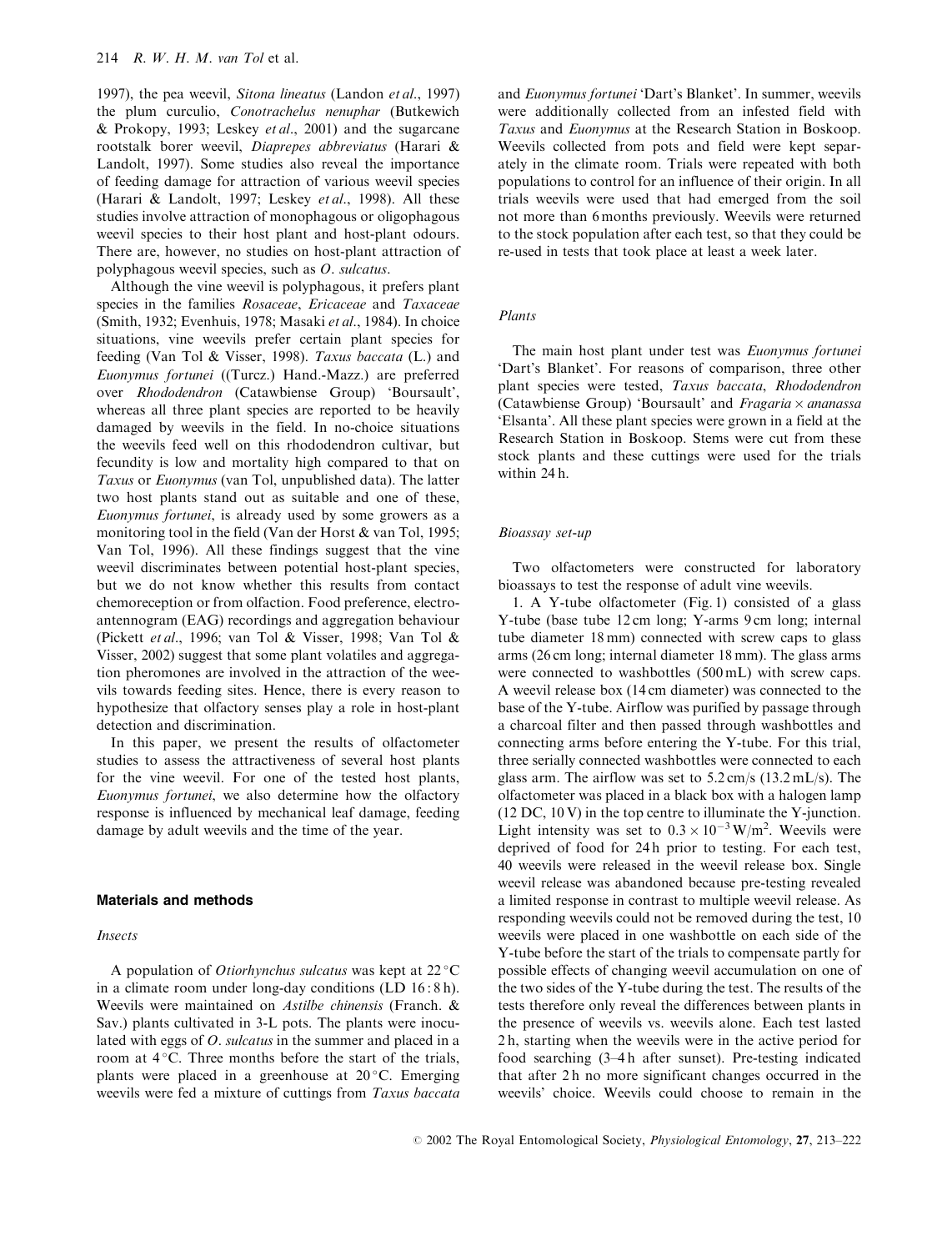1997), the pea weevil, *Sitona lineatus* (Landon *et al*., 1997) the plum curculio, *Conotrachelus nenuphar* (Butkewich & Prokopy, 1993; Leskey *et al*., 2001) and the sugarcane rootstalk borer weevil, *Diaprepes abbreviatus* (Harari & Landolt, 1997). Some studies also reveal the importance of feeding damage for attraction of various weevil species (Harari & Landolt, 1997; Leskey *et al*., 1998). All these studies involve attraction of monophagous or oligophagous weevil species to their host plant and host-plant odours. There are, however, no studies on host-plant attraction of polyphagous weevil species, such as *O. sulcatus*.

Although the vine weevil is polyphagous, it prefers plant species in the families *Rosaceae*, *Ericaceae* and *Taxaceae* (Smith, 1932; Evenhuis, 1978; Masaki *et al*., 1984). In choice situations, vine weevils prefer certain plant species for feeding (Van Tol & Visser, 1998). *Taxus baccata* (L.) and *Euonymus fortunei* ((Turcz.) Hand.-Mazz.) are preferred over *Rhododendron* (Catawbiense Group) 'Boursault', whereas all three plant species are reported to be heavily damaged by weevils in the field. In no-choice situations the weevils feed well on this rhododendron cultivar, but fecundity is low and mortality high compared to that on *Taxus* or *Euonymus* (van Tol, unpublished data). The latter two host plants stand out as suitable and one of these, *Euonymus fortunei*, is already used by some growers as a monitoring tool in the field (Van der Horst & van Tol, 1995; Van Tol, 1996). All these findings suggest that the vine weevil discriminates between potential host-plant species, but we do not know whether this results from contact chemoreception or from olfaction. Food preference, electroantennogram (EAG) recordings and aggregation behaviour (Pickett *et al*., 1996; van Tol & Visser, 1998; Van Tol & Visser, 2002) suggest that some plant volatiles and aggregation pheromones are involved in the attraction of the weevils towards feeding sites. Hence, there is every reason to hypothesize that olfactory senses play a role in host-plant detection and discrimination.

In this paper, we present the results of olfactometer studies to assess the attractiveness of several host plants for the vine weevil. For one of the tested host plants, *Euonymus fortunei*, we also determine how the olfactory response is influenced by mechanical leaf damage, feeding damage by adult weevils and the time of the year.

## Materials and methods

### *Insects*

A population of *Otiorhynchus sulcatus* was kept at 22 °C in a climate room under long-day conditions (LD 16 : 8 h). Weevils were maintained on *Astilbe chinensis* (Franch. & Sav.) plants cultivated in 3-L pots. The plants were inoculated with eggs of *O. sulcatus* in the summer and placed in a room at 4 °C. Three months before the start of the trials, plants were placed in a greenhouse at 20 °C. Emerging weevils were fed a mixture of cuttings from *Taxus baccata* and *Euonymus fortunei* 'Dart's Blanket'. In summer, weevils were additionally collected from an infested field with *Taxus* and *Euonymus* at the Research Station in Boskoop. Weevils collected from pots and field were kept separately in the climate room. Trials were repeated with both populations to control for an influence of their origin. In all trials weevils were used that had emerged from the soil not more than 6 months previously. Weevils were returned to the stock population after each test, so that they could be re-used in tests that took place at least a week later.

### *Plants*

The main host plant under test was *Euonymus fortunei* 'Dart's Blanket'. For reasons of comparison, three other plant species were tested, *Taxus baccata*, *Rhododendron* (Catawbiense Group) 'Boursault' and *Fragaria* × *ananassa* 'Elsanta'. All these plant species were grown in a field at the Research Station in Boskoop. Stems were cut from these stock plants and these cuttings were used for the trials within 24 h.

### *Bioassay set-up*

Two olfactometers were constructed for laboratory bioassays to test the response of adult vine weevils.

1. A Y-tube olfactometer (Fig. 1) consisted of a glass Y-tube (base tube 12 cm long; Y-arms 9 cm long; internal tube diameter 18 mm) connected with screw caps to glass arms (26 cm long; internal diameter 18 mm). The glass arms were connected to washbottles (500 mL) with screw caps. A weevil release box (14 cm diameter) was connected to the base of the Y-tube. Airflow was purified by passage through a charcoal filter and then passed through washbottles and connecting arms before entering the Y-tube. For this trial, three serially connected washbottles were connected to each glass arm. The airflow was set to 5.2 cm/s (13.2 mL/s). The olfactometer was placed in a black box with a halogen lamp (12 DC, 10 V) in the top centre to illuminate the Y-junction. Light intensity was set to $0.3 \times 10^{-3}$ W/m$^2$. Weevils were deprived of food for 24 h prior to testing. For each test, 40 weevils were released in the weevil release box. Single weevil release was abandoned because pre-testing revealed a limited response in contrast to multiple weevil release. As responding weevils could not be removed during the test, 10 weevils were placed in one washbottle on each side of the Y-tube before the start of the trials to compensate partly for possible effects of changing weevil accumulation on one of the two sides of the Y-tube during the test. The results of the tests therefore only reveal the differences between plants in the presence of weevils vs. weevils alone. Each test lasted 2 h, starting when the weevils were in the active period for food searching (3–4 h after sunset). Pre-testing indicated that after 2 h no more significant changes occurred in the weevils' choice. Weevils could choose to remain in the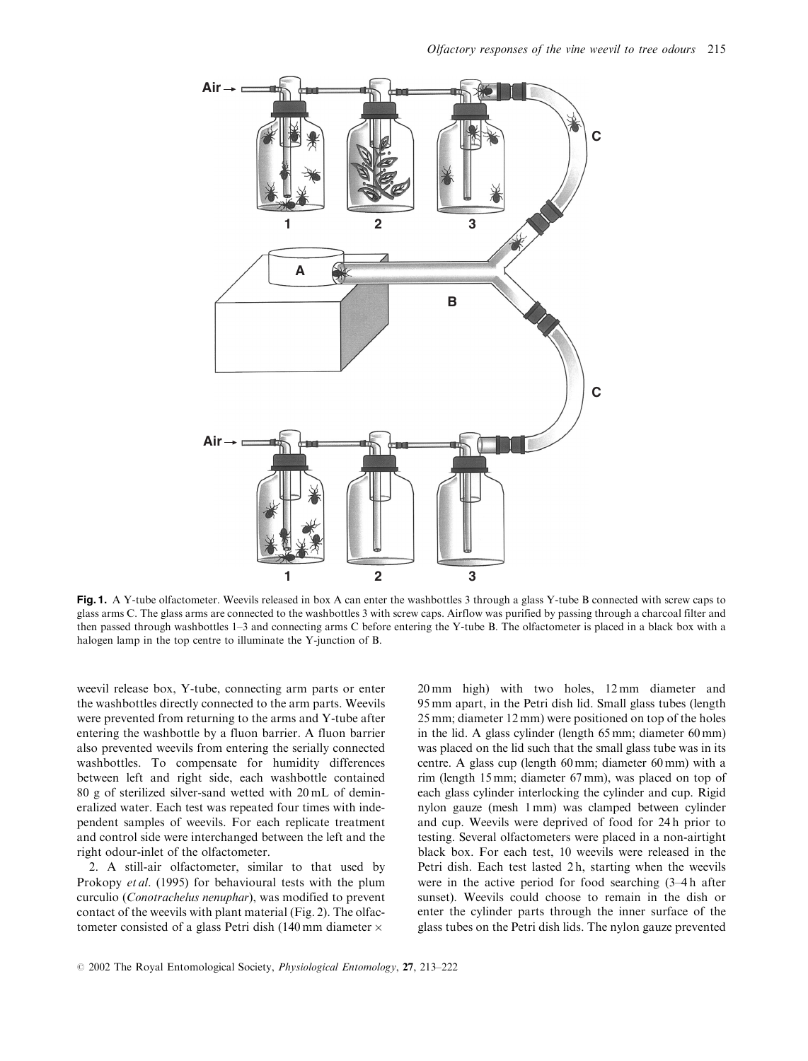Air →

C

1 2 3

A

B

C

Air →

1 2 3

**Fig. 1.** A Y-tube olfactometer. Weevils released in box A can enter the washbottles 3 through a glass Y-tube B connected with screw caps to glass arms C. The glass arms are connected to the washbottles 3 with screw caps. Airflow was purified by passing through a charcoal filter and then passed through washbottles 1–3 and connecting arms C before entering the Y-tube B. The olfactometer is placed in a black box with a halogen lamp in the top centre to illuminate the Y-junction of B.

weevil release box, Y-tube, connecting arm parts or enter the washbottles directly connected to the arm parts. Weevils were prevented from returning to the arms and Y-tube after entering the washbottle by a fluon barrier. A fluon barrier also prevented weevils from entering the serially connected washbottles. To compensate for humidity differences between left and right side, each washbottle contained 80 g of sterilized silver-sand wetted with 20 mL of demineralized water. Each test was repeated four times with independent samples of weevils. For each replicate treatment and control side were interchanged between the left and the right odour-inlet of the olfactometer.

2. A still-air olfactometer, similar to that used by Prokopy *et al*. (1995) for behavioural tests with the plum curculio (*Conotrachelus nenuphar*), was modified to prevent contact of the weevils with plant material (Fig. 2). The olfactometer consisted of a glass Petri dish (140 mm diameter × 20 mm high) with two holes, 12 mm diameter and 95 mm apart, in the Petri dish lid. Small glass tubes (length 25 mm; diameter 12 mm) were positioned on top of the holes in the lid. A glass cylinder (length 65 mm; diameter 60 mm) was placed on the lid such that the small glass tube was in its centre. A glass cup (length 60 mm; diameter 60 mm) with a rim (length 15 mm; diameter 67 mm), was placed on top of each glass cylinder interlocking the cylinder and cup. Rigid nylon gauze (mesh 1 mm) was clamped between cylinder and cup. Weevils were deprived of food for 24 h prior to testing. Several olfactometers were placed in a non-airtight black box. For each test, 10 weevils were released in the Petri dish. Each test lasted 2 h, starting when the weevils were in the active period for food searching (3–4 h after sunset). Weevils could choose to remain in the dish or enter the cylinder parts through the inner surface of the glass tubes on the Petri dish lids. The nylon gauze prevented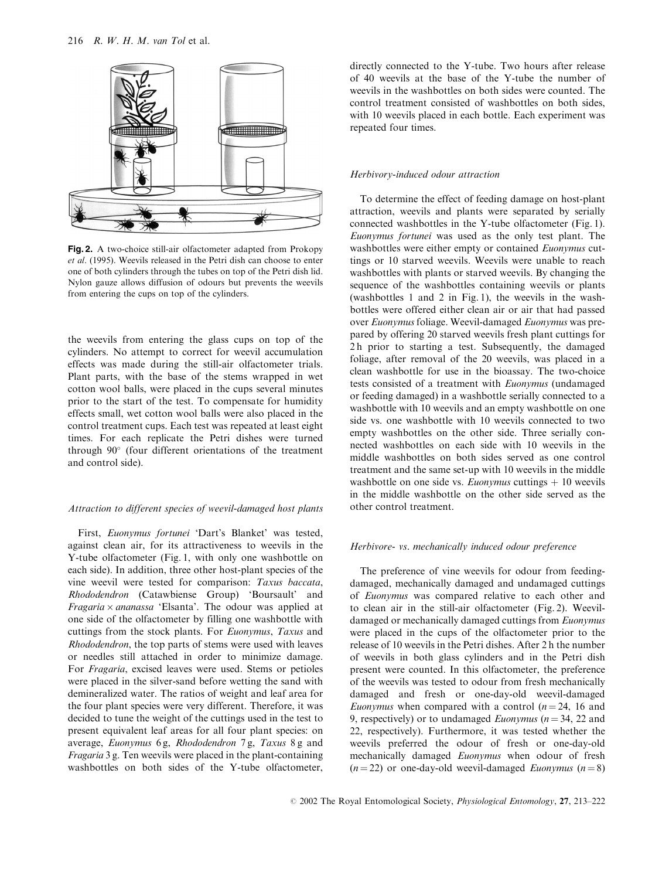**Fig. 2.** A two-choice still-air olfactometer adapted from Prokopy *et al*. (1995). Weevils released in the Petri dish can choose to enter one of both cylinders through the tubes on top of the Petri dish lid. Nylon gauze allows diffusion of odours but prevents the weevils from entering the cups on top of the cylinders.

the weevils from entering the glass cups on top of the cylinders. No attempt to correct for weevil accumulation effects was made during the still-air olfactometer trials. Plant parts, with the base of the stems wrapped in wet cotton wool balls, were placed in the cups several minutes prior to the start of the test. To compensate for humidity effects small, wet cotton wool balls were also placed in the control treatment cups. Each test was repeated at least eight times. For each replicate the Petri dishes were turned through 90° (four different orientations of the treatment and control side).

### *Attraction to different species of weevil-damaged host plants*

First, *Euonymus fortunei* 'Dart's Blanket' was tested, against clean air, for its attractiveness to weevils in the Y-tube olfactometer (Fig. 1, with only one washbottle on each side). In addition, three other host-plant species of the vine weevil were tested for comparison: *Taxus baccata*, *Rhododendron* (Catawbiense Group) 'Boursault' and *Fragaria* × *ananassa* 'Elsanta'. The odour was applied at one side of the olfactometer by filling one washbottle with cuttings from the stock plants. For *Euonymus*, *Taxus* and *Rhododendron*, the top parts of stems were used with leaves or needles still attached in order to minimize damage. For *Fragaria*, excised leaves were used. Stems or petioles were placed in the silver-sand before wetting the sand with demineralized water. The ratios of weight and leaf area for the four plant species were very different. Therefore, it was decided to tune the weight of the cuttings used in the test to present equivalent leaf areas for all four plant species: on average, *Euonymus* 6 g, *Rhododendron* 7 g, *Taxus* 8 g and *Fragaria* 3 g. Ten weevils were placed in the plant-containing washbottles on both sides of the Y-tube olfactometer, directly connected to the Y-tube. Two hours after release of 40 weevils at the base of the Y-tube the number of weevils in the washbottles on both sides were counted. The control treatment consisted of washbottles on both sides, with 10 weevils placed in each bottle. Each experiment was repeated four times.

### *Herbivory-induced odour attraction*

To determine the effect of feeding damage on host-plant attraction, weevils and plants were separated by serially connected washbottles in the Y-tube olfactometer (Fig. 1). *Euonymus fortunei* was used as the only test plant. The washbottles were either empty or contained *Euonymus* cuttings or 10 starved weevils. Weevils were unable to reach washbottles with plants or starved weevils. By changing the sequence of the washbottles containing weevils or plants (washbottles 1 and 2 in Fig. 1), the weevils in the washbottles were offered either clean air or air that had passed over *Euonymus* foliage. Weevil-damaged *Euonymus* was prepared by offering 20 starved weevils fresh plant cuttings for 2 h prior to starting a test. Subsequently, the damaged foliage, after removal of the 20 weevils, was placed in a clean washbottle for use in the bioassay. The two-choice tests consisted of a treatment with *Euonymus* (undamaged or feeding damaged) in a washbottle serially connected to a washbottle with 10 weevils and an empty washbottle on one side vs. one washbottle with 10 weevils connected to two empty washbottles on the other side. Three serially connected washbottles on each side with 10 weevils in the middle washbottles on both sides served as one control treatment and the same set-up with 10 weevils in the middle washbottle on one side vs. *Euonymus* cuttings + 10 weevils in the middle washbottle on the other side served as the other control treatment.

### *Herbivore- vs. mechanically induced odour preference*

The preference of vine weevils for odour from feeding-damaged, mechanically damaged and undamaged cuttings of *Euonymus* was compared relative to each other and to clean air in the still-air olfactometer (Fig. 2). Weevil-damaged or mechanically damaged cuttings from *Euonymus* were placed in the cups of the olfactometer prior to the release of 10 weevils in the Petri dishes. After 2 h the number of weevils in both glass cylinders and in the Petri dish present were counted. In this olfactometer, the preference of the weevils was tested to odour from fresh mechanically damaged and fresh or one-day-old weevil-damaged *Euonymus* when compared with a control ($n = 24$, 16 and 9, respectively) or to undamaged *Euonymus* ($n = 34$, 22 and 22, respectively). Furthermore, it was tested whether the weevils preferred the odour of fresh or one-day-old mechanically damaged *Euonymus* when odour of fresh ($n = 22$) or one-day-old weevil-damaged *Euonymus* ($n = 8$)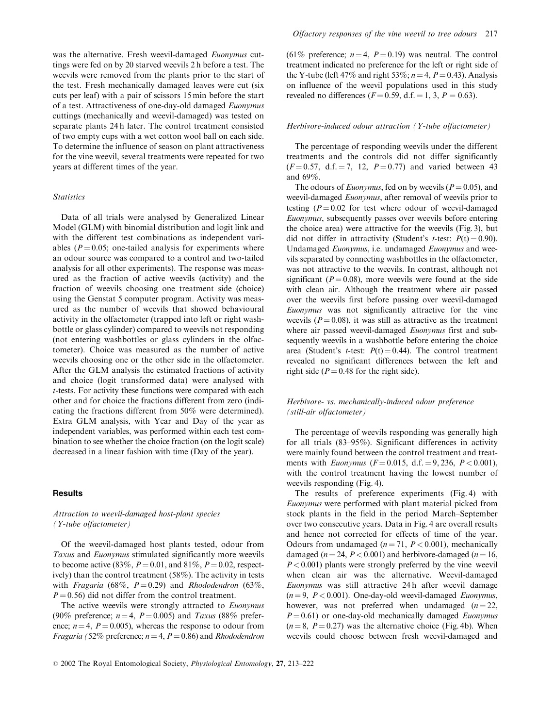was the alternative. Fresh weevil-damaged *Euonymus* cuttings were fed on by 20 starved weevils 2 h before a test. The weevils were removed from the plants prior to the start of the test. Fresh mechanically damaged leaves were cut (six cuts per leaf) with a pair of scissors 15 min before the start of a test. Attractiveness of one-day-old damaged *Euonymus* cuttings (mechanically and weevil-damaged) was tested on separate plants 24 h later. The control treatment consisted of two empty cups with a wet cotton wool ball on each side. To determine the influence of season on plant attractiveness for the vine weevil, several treatments were repeated for two years at different times of the year.

### Statistics

Data of all trials were analysed by Generalized Linear Model (GLM) with binomial distribution and logit link and with the different test combinations as independent variables ($P = 0.05$; one-tailed analysis for experiments where an odour source was compared to a control and two-tailed analysis for all other experiments). The response was measured as the fraction of active weevils (activity) and the fraction of weevils choosing one treatment side (choice) using the Genstat 5 computer program. Activity was measured as the number of weevils that showed behavioural activity in the olfactometer (trapped into left or right washbottle or glass cylinder) compared to weevils not responding (not entering washbottles or glass cylinders in the olfactometer). Choice was measured as the number of active weevils choosing one or the other side in the olfactometer. After the GLM analysis the estimated fractions of activity and choice (logit transformed data) were analysed with *t*-tests. For activity these functions were compared with each other and for choice the fractions different from zero (indicating the fractions different from 50% were determined). Extra GLM analysis, with Year and Day of the year as independent variables, was performed within each test combination to see whether the choice fraction (on the logit scale) decreased in a linear fashion with time (Day of the year).

## Results

### Attraction to weevil-damaged host-plant species (Y-tube olfactometer)

Of the weevil-damaged host plants tested, odour from *Taxus* and *Euonymus* stimulated significantly more weevils to become active (83%, $P = 0.01$, and 81%, $P = 0.02$, respectively) than the control treatment (58%). The activity in tests with *Fragaria* (68%, $P = 0.29$) and *Rhododendron* (63%, $P = 0.56$) did not differ from the control treatment.

The active weevils were strongly attracted to *Euonymus* (90% preference; $n = 4$, $P = 0.005$) and *Taxus* (88% preference; $n = 4$, $P = 0.005$), whereas the response to odour from *Fragaria* (52% preference; $n = 4$, $P = 0.86$) and *Rhododendron* (61% preference; $n = 4$, $P = 0.19$) was neutral. The control treatment indicated no preference for the left or right side of the Y-tube (left 47% and right 53%; $n = 4$, $P = 0.43$). Analysis on influence of the weevil populations used in this study revealed no differences ($F = 0.59$, d.f. = 1, 3, $P = 0.63$).

### Herbivore-induced odour attraction (Y-tube olfactometer)

The percentage of responding weevils under the different treatments and the controls did not differ significantly ($F = 0.57$, d.f. = 7, 12, $P = 0.77$) and varied between 43 and 69%.

The odours of *Euonymus*, fed on by weevils ($P = 0.05$), and weevil-damaged *Euonymus*, after removal of weevils prior to testing ($P = 0.02$ for test where odour of weevil-damaged *Euonymus*, subsequently passes over weevils before entering the choice area) were attractive for the weevils (Fig. 3), but did not differ in attractivity (Student's *t*-test: $P(t) = 0.90$). Undamaged *Euonymus*, i.e. undamaged *Euonymus* and weevils separated by connecting washbottles in the olfactometer, was not attractive to the weevils. In contrast, although not significant ($P = 0.08$), more weevils were found at the side with clean air. Although the treatment where air passed over the weevils first before passing over weevil-damaged *Euonymus* was not significantly attractive for the vine weevils ($P = 0.08$), it was still as attractive as the treatment where air passed weevil-damaged *Euonymus* first and subsequently weevils in a washbottle before entering the choice area (Student's *t*-test: $P(t) = 0.44$). The control treatment revealed no significant differences between the left and right side ($P = 0.48$ for the right side).

### Herbivore- vs. mechanically-induced odour preference (still-air olfactometer)

The percentage of weevils responding was generally high for all trials (83–95%). Significant differences in activity were mainly found between the control treatment and treatments with *Euonymus* ($F = 0.015$, d.f. = 9, 236, $P < 0.001$), with the control treatment having the lowest number of weevils responding (Fig. 4).

The results of preference experiments (Fig. 4) with *Euonymus* were performed with plant material picked from stock plants in the field in the period March–September over two consecutive years. Data in Fig. 4 are overall results and hence not corrected for effects of time of the year. Odours from undamaged ($n = 71$, $P < 0.001$), mechanically damaged ($n = 24$, $P < 0.001$) and herbivore-damaged ($n = 16$, $P < 0.001$) plants were strongly preferred by the vine weevil when clean air was the alternative. Weevil-damaged *Euonymus* was still attractive 24 h after weevil damage ($n = 9$, $P < 0.001$). One-day-old weevil-damaged *Euonymus*, however, was not preferred when undamaged ($n = 22$, $P = 0.61$) or one-day-old mechanically damaged *Euonymus* ($n = 8$, $P = 0.27$) was the alternative choice (Fig. 4b). When weevils could choose between fresh weevil-damaged and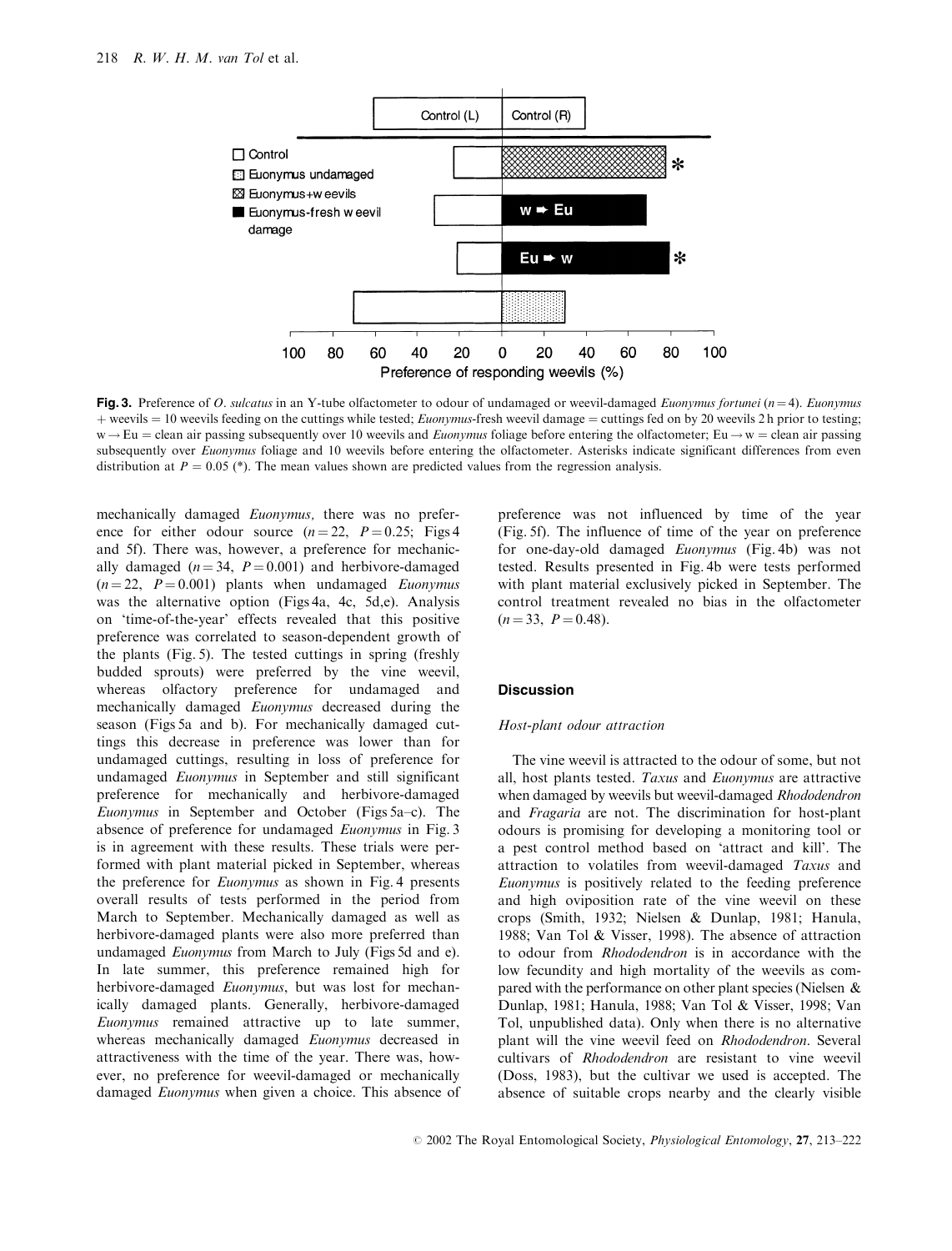Control (L)

Control (R)

Control

Euonymus undamaged

Euonymus+w eevils

Euonymus-fresh w eevil damage

*

w ➨ Eu

Eu ➨ w

*

100 80 60 40 20 0 20 40 60 80 100

Preference of responding weevils (%)

**Fig. 3.** Preference of *O. sulcatus* in an Y-tube olfactometer to odour of undamaged or weevil-damaged *Euonymus fortunei* ($n = 4$). *Euonymus* + weevils = 10 weevils feeding on the cuttings while tested; *Euonymus*-fresh weevil damage = cuttings fed on by 20 weevils 2 h prior to testing; $w \rightarrow Eu$ = clean air passing subsequently over 10 weevils and *Euonymus* foliage before entering the olfactometer; $Eu \rightarrow w$ = clean air passing subsequently over *Euonymus* foliage and 10 weevils before entering the olfactometer. Asterisks indicate significant differences from even distribution at $P = 0.05$ (*). The mean values shown are predicted values from the regression analysis.

mechanically damaged *Euonymus,* there was no preference for either odour source ($n = 22$, $P = 0.25$; Figs 4 and 5f). There was, however, a preference for mechanically damaged ($n = 34$, $P = 0.001$) and herbivore-damaged ($n = 22$, $P = 0.001$) plants when undamaged *Euonymus* was the alternative option (Figs 4a, 4c, 5d,e). Analysis on 'time-of-the-year' effects revealed that this positive preference was correlated to season-dependent growth of the plants (Fig. 5). The tested cuttings in spring (freshly budded sprouts) were preferred by the vine weevil, whereas olfactory preference for undamaged and mechanically damaged *Euonymus* decreased during the season (Figs 5a and b). For mechanically damaged cuttings this decrease in preference was lower than for undamaged cuttings, resulting in loss of preference for undamaged *Euonymus* in September and still significant preference for mechanically and herbivore-damaged *Euonymus* in September and October (Figs 5a–c). The absence of preference for undamaged *Euonymus* in Fig. 3 is in agreement with these results. These trials were performed with plant material picked in September, whereas the preference for *Euonymus* as shown in Fig. 4 presents overall results of tests performed in the period from March to September. Mechanically damaged as well as herbivore-damaged plants were also more preferred than undamaged *Euonymus* from March to July (Figs 5d and e). In late summer, this preference remained high for herbivore-damaged *Euonymus*, but was lost for mechanically damaged plants. Generally, herbivore-damaged *Euonymus* remained attractive up to late summer, whereas mechanically damaged *Euonymus* decreased in attractiveness with the time of the year. There was, however, no preference for weevil-damaged or mechanically damaged *Euonymus* when given a choice. This absence of preference was not influenced by time of the year (Fig. 5f). The influence of time of the year on preference for one-day-old damaged *Euonymus* (Fig. 4b) was not tested. Results presented in Fig. 4b were tests performed with plant material exclusively picked in September. The control treatment revealed no bias in the olfactometer ($n = 33$, $P = 0.48$).

## Discussion

### *Host-plant odour attraction*

The vine weevil is attracted to the odour of some, but not all, host plants tested. *Taxus* and *Euonymus* are attractive when damaged by weevils but weevil-damaged *Rhododendron* and *Fragaria* are not. The discrimination for host-plant odours is promising for developing a monitoring tool or a pest control method based on 'attract and kill'. The attraction to volatiles from weevil-damaged *Taxus* and *Euonymus* is positively related to the feeding preference and high oviposition rate of the vine weevil on these crops (Smith, 1932; Nielsen & Dunlap, 1981; Hanula, 1988; Van Tol & Visser, 1998). The absence of attraction to odour from *Rhododendron* is in accordance with the low fecundity and high mortality of the weevils as compared with the performance on other plant species (Nielsen & Dunlap, 1981; Hanula, 1988; Van Tol & Visser, 1998; Van Tol, unpublished data). Only when there is no alternative plant will the vine weevil feed on *Rhododendron*. Several cultivars of *Rhododendron* are resistant to vine weevil (Doss, 1983), but the cultivar we used is accepted. The absence of suitable crops nearby and the clearly visible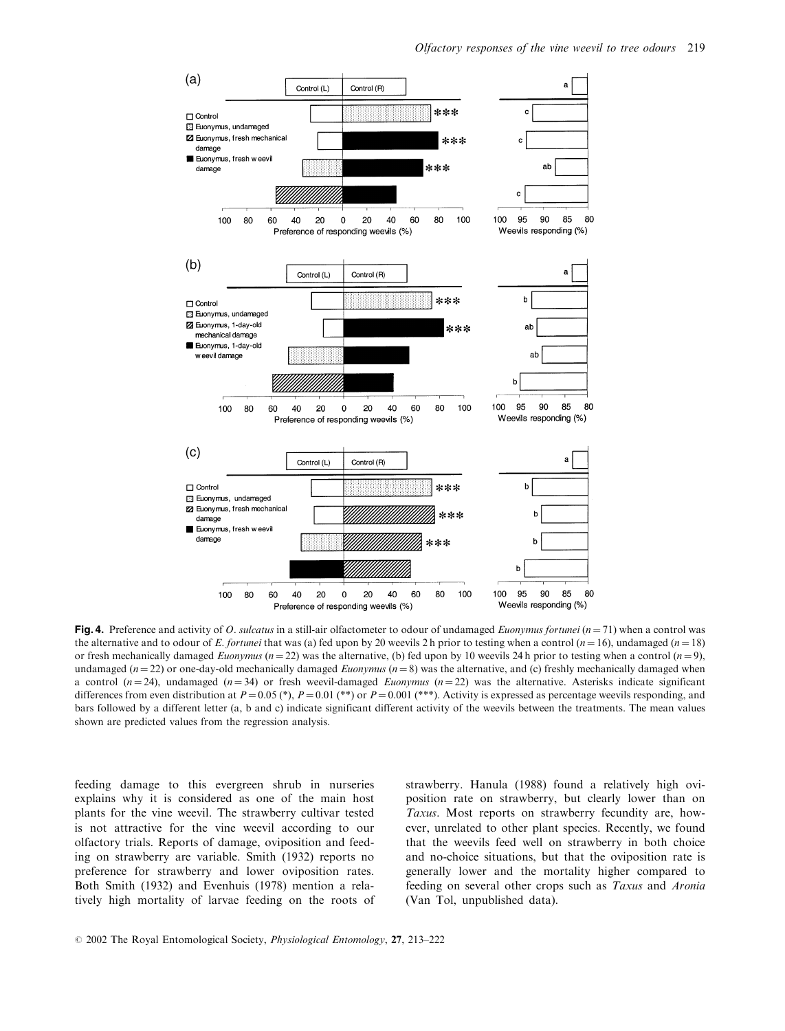(a)

Control (L) Control (R)

☐ Control
Euonymus, undamaged
Euonymus, fresh mechanical damage
■ Euonymus, fresh weevil damage

***
***
***

100 80 60 40 20 0 20 40 60 80 100
Preference of responding weevils (%)

a
c
c
ab
c

100 95 90 85 80
Weevils responding (%)

(b)

Control (L) Control (R)

☐ Control
Euonymus, undamaged
Euonymus, 1-day-old mechanical damage
■ Euonymus, 1-day-old weevil damage

***
***

100 80 60 40 20 0 20 40 60 80 100
Preference of responding weevils (%)

a
b
ab
ab
b

100 95 90 85 80
Weevils responding (%)

(c)

Control (L) Control (R)

☐ Control
Euonymus, undamaged
Euonymus, fresh mechanical damage
■ Euonymus, fresh weevil damage

***
***
***

100 80 60 40 20 0 20 40 60 80 100
Preference of responding weevils (%)

a
b
b
b
b

100 95 90 85 80
Weevils responding (%)

**Fig. 4.** Preference and activity of *O. sulcatus* in a still-air olfactometer to odour of undamaged *Euonymus fortunei* ($n = 71$) when a control was the alternative and to odour of *E. fortunei* that was (a) fed upon by 20 weevils 2 h prior to testing when a control ($n = 16$), undamaged ($n = 18$) or fresh mechanically damaged *Euonymus* ($n = 22$) was the alternative, (b) fed upon by 10 weevils 24 h prior to testing when a control ($n = 9$), undamaged ($n = 22$) or one-day-old mechanically damaged *Euonymus* ($n = 8$) was the alternative, and (c) freshly mechanically damaged when a control ($n = 24$), undamaged ($n = 34$) or fresh weevil-damaged *Euonymus* ($n = 22$) was the alternative. Asterisks indicate significant differences from even distribution at $P = 0.05$ (*), $P = 0.01$ (**) or $P = 0.001$ (***). Activity is expressed as percentage weevils responding, and bars followed by a different letter (a, b and c) indicate significant different activity of the weevils between the treatments. The mean values shown are predicted values from the regression analysis.

feeding damage to this evergreen shrub in nurseries explains why it is considered as one of the main host plants for the vine weevil. The strawberry cultivar tested is not attractive for the vine weevil according to our olfactory trials. Reports of damage, oviposition and feeding on strawberry are variable. Smith (1932) reports no preference for strawberry and lower oviposition rates. Both Smith (1932) and Evenhuis (1978) mention a relatively high mortality of larvae feeding on the roots of strawberry. Hanula (1988) found a relatively high oviposition rate on strawberry, but clearly lower than on *Taxus*. Most reports on strawberry fecundity are, however, unrelated to other plant species. Recently, we found that the weevils feed well on strawberry in both choice and no-choice situations, but that the oviposition rate is generally lower and the mortality higher compared to feeding on several other crops such as *Taxus* and *Aronia* (Van Tol, unpublished data).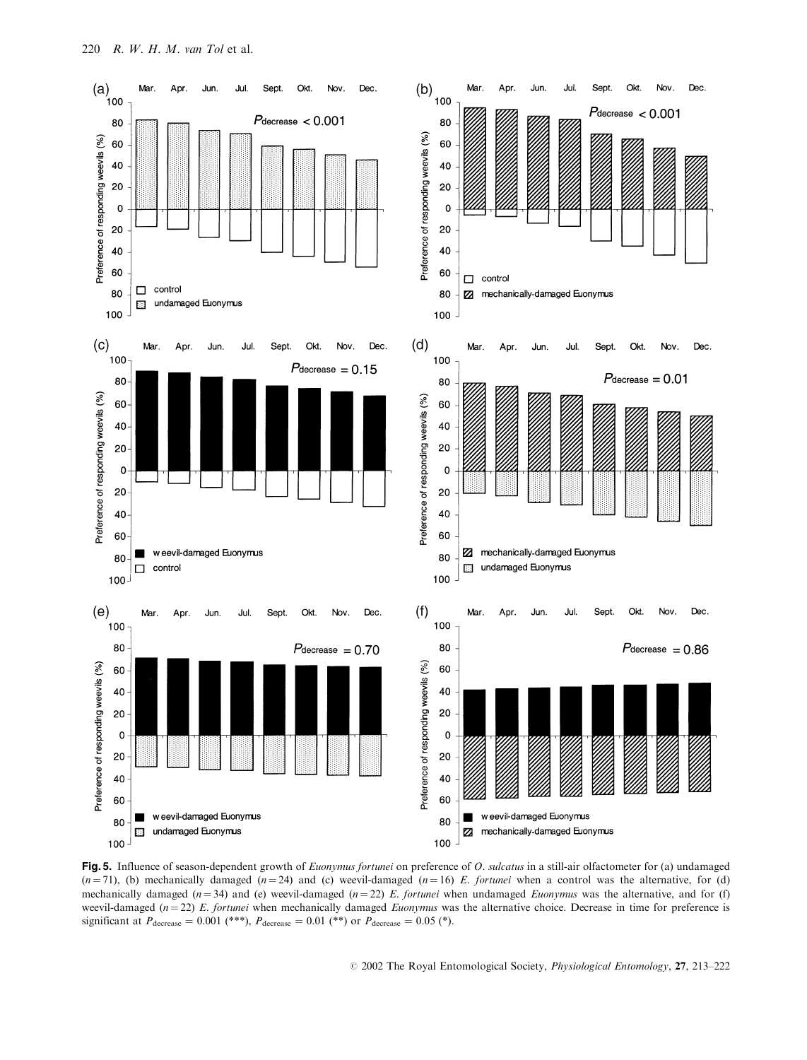(a)
Mar. Apr. Jun. Jul. Sept. Okt. Nov. Dec.
$P_{decrease}$ < 0.001
Preference of responding weevils (%)
control
undamaged Euonymus

(b)
Mar. Apr. Jun. Jul. Sept. Okt. Nov. Dec.
$P_{decrease}$ < 0.001
Preference of responding weevils (%)
control
mechanically-damaged Euonymus

(c)
Mar. Apr. Jun. Jul. Sept. Okt. Nov. Dec.
$P_{decrease}$ = 0.15
Preference of responding weevils (%)
weevil-damaged Euonymus
control

(d)
Mar. Apr. Jun. Jul. Sept. Okt. Nov. Dec.
$P_{decrease}$ = 0.01
Preference of responding weevils (%)
mechanically-damaged Euonymus
undamaged Euonymus

(e)
Mar. Apr. Jun. Jul. Sept. Okt. Nov. Dec.
$P_{decrease}$ = 0.70
Preference of responding weevils (%)
weevil-damaged Euonymus
undamaged Euonymus

(f)
Mar. Apr. Jun. Jul. Sept. Okt. Nov. Dec.
$P_{decrease}$ = 0.86
Preference of responding weevils (%)
weevil-damaged Euonymus
mechanically-damaged Euonymus

**Fig. 5.** Influence of season-dependent growth of *Euonymus fortunei* on preference of *O. sulcatus* in a still-air olfactometer for (a) undamaged ($n = 71$), (b) mechanically damaged ($n = 24$) and (c) weevil-damaged ($n = 16$) *E. fortunei* when a control was the alternative, for (d) mechanically damaged ($n = 34$) and (e) weevil-damaged ($n = 22$) *E. fortunei* when undamaged *Euonymus* was the alternative, and for (f) weevil-damaged ($n = 22$) *E. fortunei* when mechanically damaged *Euonymus* was the alternative choice. Decrease in time for preference is significant at $P_{decrease} = 0.001$ (***), $P_{decrease} = 0.01$ (**) or $P_{decrease} = 0.05$ (*).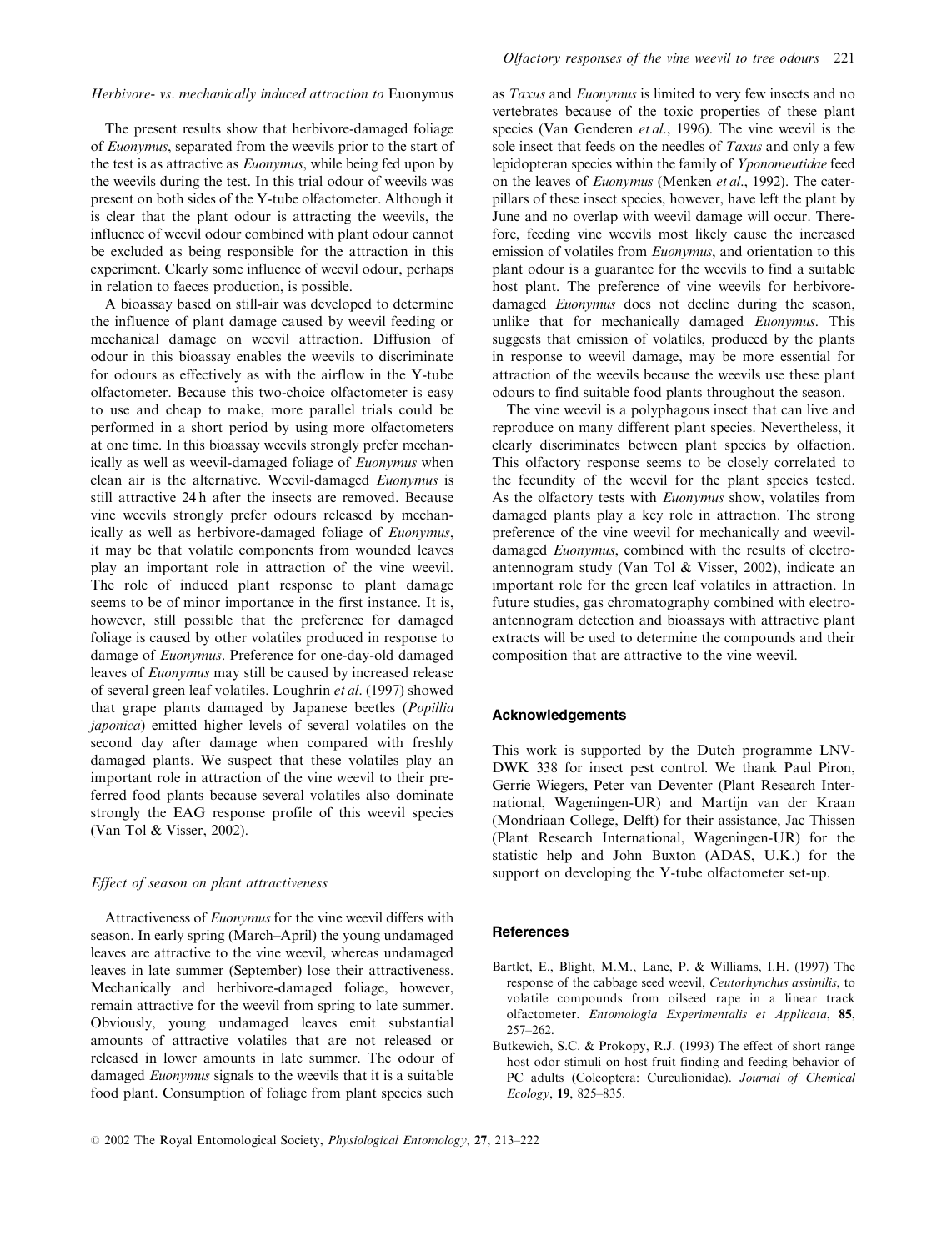*Herbivore- vs. mechanically induced attraction to* Euonymus

The present results show that herbivore-damaged foliage of *Euonymus*, separated from the weevils prior to the start of the test is as attractive as *Euonymus*, while being fed upon by the weevils during the test. In this trial odour of weevils was present on both sides of the Y-tube olfactometer. Although it is clear that the plant odour is attracting the weevils, the influence of weevil odour combined with plant odour cannot be excluded as being responsible for the attraction in this experiment. Clearly some influence of weevil odour, perhaps in relation to faeces production, is possible.

A bioassay based on still-air was developed to determine the influence of plant damage caused by weevil feeding or mechanical damage on weevil attraction. Diffusion of odour in this bioassay enables the weevils to discriminate for odours as effectively as with the airflow in the Y-tube olfactometer. Because this two-choice olfactometer is easy to use and cheap to make, more parallel trials could be performed in a short period by using more olfactometers at one time. In this bioassay weevils strongly prefer mechanically as well as weevil-damaged foliage of *Euonymus* when clean air is the alternative. Weevil-damaged *Euonymus* is still attractive 24 h after the insects are removed. Because vine weevils strongly prefer odours released by mechanically as well as herbivore-damaged foliage of *Euonymus*, it may be that volatile components from wounded leaves play an important role in attraction of the vine weevil. The role of induced plant response to plant damage seems to be of minor importance in the first instance. It is, however, still possible that the preference for damaged foliage is caused by other volatiles produced in response to damage of *Euonymus*. Preference for one-day-old damaged leaves of *Euonymus* may still be caused by increased release of several green leaf volatiles. Loughrin *et al*. (1997) showed that grape plants damaged by Japanese beetles (*Popillia japonica*) emitted higher levels of several volatiles on the second day after damage when compared with freshly damaged plants. We suspect that these volatiles play an important role in attraction of the vine weevil to their preferred food plants because several volatiles also dominate strongly the EAG response profile of this weevil species (Van Tol & Visser, 2002).

*Effect of season on plant attractiveness*

Attractiveness of *Euonymus* for the vine weevil differs with season. In early spring (March–April) the young undamaged leaves are attractive to the vine weevil, whereas undamaged leaves in late summer (September) lose their attractiveness. Mechanically and herbivore-damaged foliage, however, remain attractive for the weevil from spring to late summer. Obviously, young undamaged leaves emit substantial amounts of attractive volatiles that are not released or released in lower amounts in late summer. The odour of damaged *Euonymus* signals to the weevils that it is a suitable food plant. Consumption of foliage from plant species such as *Taxus* and *Euonymus* is limited to very few insects and no vertebrates because of the toxic properties of these plant species (Van Genderen *et al*., 1996). The vine weevil is the sole insect that feeds on the needles of *Taxus* and only a few lepidopteran species within the family of *Yponomeutidae* feed on the leaves of *Euonymus* (Menken *et al*., 1992). The caterpillars of these insect species, however, have left the plant by June and no overlap with weevil damage will occur. Therefore, feeding vine weevils most likely cause the increased emission of volatiles from *Euonymus*, and orientation to this plant odour is a guarantee for the weevils to find a suitable host plant. The preference of vine weevils for herbivore-damaged *Euonymus* does not decline during the season, unlike that for mechanically damaged *Euonymus*. This suggests that emission of volatiles, produced by the plants in response to weevil damage, may be more essential for attraction of the weevils because the weevils use these plant odours to find suitable food plants throughout the season.

The vine weevil is a polyphagous insect that can live and reproduce on many different plant species. Nevertheless, it clearly discriminates between plant species by olfaction. This olfactory response seems to be closely correlated to the fecundity of the weevil for the plant species tested. As the olfactory tests with *Euonymus* show, volatiles from damaged plants play a key role in attraction. The strong preference of the vine weevil for mechanically and weevil-damaged *Euonymus*, combined with the results of electro-antennogram study (Van Tol & Visser, 2002), indicate an important role for the green leaf volatiles in attraction. In future studies, gas chromatography combined with electro-antennogram detection and bioassays with attractive plant extracts will be used to determine the compounds and their composition that are attractive to the vine weevil.

## Acknowledgements

This work is supported by the Dutch programme LNV-DWK 338 for insect pest control. We thank Paul Piron, Gerrie Wiegers, Peter van Deventer (Plant Research International, Wageningen-UR) and Martijn van der Kraan (Mondriaan College, Delft) for their assistance, Jac Thissen (Plant Research International, Wageningen-UR) for the statistic help and John Buxton (ADAS, U.K.) for the support on developing the Y-tube olfactometer set-up.

## References

Bartlet, E., Blight, M.M., Lane, P. & Williams, I.H. (1997) The response of the cabbage seed weevil, *Ceutorhynchus assimilis*, to volatile compounds from oilseed rape in a linear track olfactometer. *Entomologia Experimentalis et Applicata*, **85**, 257–262.

Butkewich, S.C. & Prokopy, R.J. (1993) The effect of short range host odor stimuli on host fruit finding and feeding behavior of PC adults (Coleoptera: Curculionidae). *Journal of Chemical Ecology*, **19**, 825–835.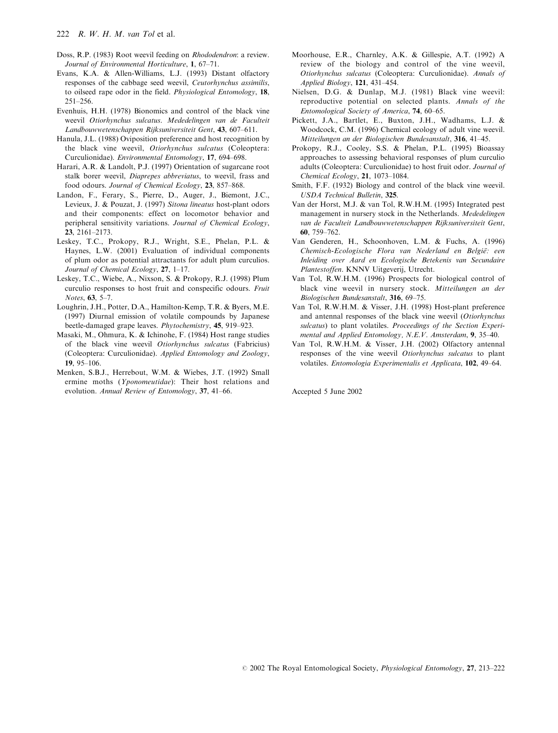Doss, R.P. (1983) Root weevil feeding on *Rhododendron*: a review. *Journal of Environmental Horticulture*, **1**, 67–71.

Evans, K.A. & Allen-Williams, L.J. (1993) Distant olfactory responses of the cabbage seed weevil, *Ceutorhynchus assimilis*, to oilseed rape odor in the field. *Physiological Entomology*, **18**, 251–256.

Evenhuis, H.H. (1978) Bionomics and control of the black vine weevil *Otiorhynchus sulcatus*. *Mededelingen van de Faculteit Landbouwwetenschappen Rijksuniversiteit Gent*, **43**, 607–611.

Hanula, J.L. (1988) Oviposition preference and host recognition by the black vine weevil, *Otiorhynchus sulcatus* (Coleoptera: Curculionidae). *Environmental Entomology*, **17**, 694–698.

Harari, A.R. & Landolt, P.J. (1997) Orientation of sugarcane root stalk borer weevil, *Diaprepes abbreviatus*, to weevil, frass and food odours. *Journal of Chemical Ecology*, **23**, 857–868.

Landon, F., Ferary, S., Pierre, D., Auger, J., Biemont, J.C., Levieux, J. & Pouzat, J. (1997) *Sitona lineatus* host-plant odors and their components: effect on locomotor behavior and peripheral sensitivity variations. *Journal of Chemical Ecology*, **23**, 2161–2173.

Leskey, T.C., Prokopy, R.J., Wright, S.E., Phelan, P.L. & Haynes, L.W. (2001) Evaluation of individual components of plum odor as potential attractants for adult plum curculios. *Journal of Chemical Ecology*, **27**, 1–17.

Leskey, T.C., Wiebe, A., Nixson, S. & Prokopy, R.J. (1998) Plum curculio responses to host fruit and conspecific odours. *Fruit Notes*, **63**, 5–7.

Loughrin, J.H., Potter, D.A., Hamilton-Kemp, T.R. & Byers, M.E. (1997) Diurnal emission of volatile compounds by Japanese beetle-damaged grape leaves. *Phytochemistry*, **45**, 919–923.

Masaki, M., Ohmura, K. & Ichinohe, F. (1984) Host range studies of the black vine weevil *Otiorhynchus sulcatus* (Fabricius) (Coleoptera: Curculionidae). *Applied Entomology and Zoology*, **19**, 95–106.

Menken, S.B.J., Herrebout, W.M. & Wiebes, J.T. (1992) Small ermine moths (*Yponomeutidae*): Their host relations and evolution. *Annual Review of Entomology*, **37**, 41–66.

Moorhouse, E.R., Charnley, A.K. & Gillespie, A.T. (1992) A review of the biology and control of the vine weevil, *Otiorhynchus sulcatus* (Coleoptera: Curculionidae). *Annals of Applied Biology*, **121**, 431–454.

Nielsen, D.G. & Dunlap, M.J. (1981) Black vine weevil: reproductive potential on selected plants. *Annals of the Entomological Society of America*, **74**, 60–65.

Pickett, J.A., Bartlet, E., Buxton, J.H., Wadhams, L.J. & Woodcock, C.M. (1996) Chemical ecology of adult vine weevil. *Mitteilungen an der Biologischen Bundesanstalt*, **316**, 41–45.

Prokopy, R.J., Cooley, S.S. & Phelan, P.L. (1995) Bioassay approaches to assessing behavioral responses of plum curculio adults (Coleoptera: Curculionidae) to host fruit odor. *Journal of Chemical Ecology*, **21**, 1073–1084.

Smith, F.F. (1932) Biology and control of the black vine weevil. *USDA Technical Bulletin*, **325**.

Van der Horst, M.J. & van Tol, R.W.H.M. (1995) Integrated pest management in nursery stock in the Netherlands. *Mededelingen van de Faculteit Landbouwwetenschappen Rijksuniversiteit Gent*, **60**, 759–762.

Van Genderen, H., Schoonhoven, L.M. & Fuchs, A. (1996) *Chemisch-Ecologische Flora van Nederland en België: een Inleiding over Aard en Ecologische Betekenis van Secundaire Plantestoffen*. KNNV Uitgeverij, Utrecht.

Van Tol, R.W.H.M. (1996) Prospects for biological control of black vine weevil in nursery stock. *Mitteilungen an der Biologischen Bundesanstalt*, **316**, 69–75.

Van Tol, R.W.H.M. & Visser, J.H. (1998) Host-plant preference and antennal responses of the black vine weevil (*Otiorhynchus sulcatus*) to plant volatiles. *Proceedings of the Section Experimental and Applied Entomology, N.E.V. Amsterdam*, **9**, 35–40.

Van Tol, R.W.H.M. & Visser, J.H. (2002) Olfactory antennal responses of the vine weevil *Otiorhynchus sulcatus* to plant volatiles. *Entomologia Experimentalis et Applicata*, **102**, 49–64.

Accepted 5 June 2002